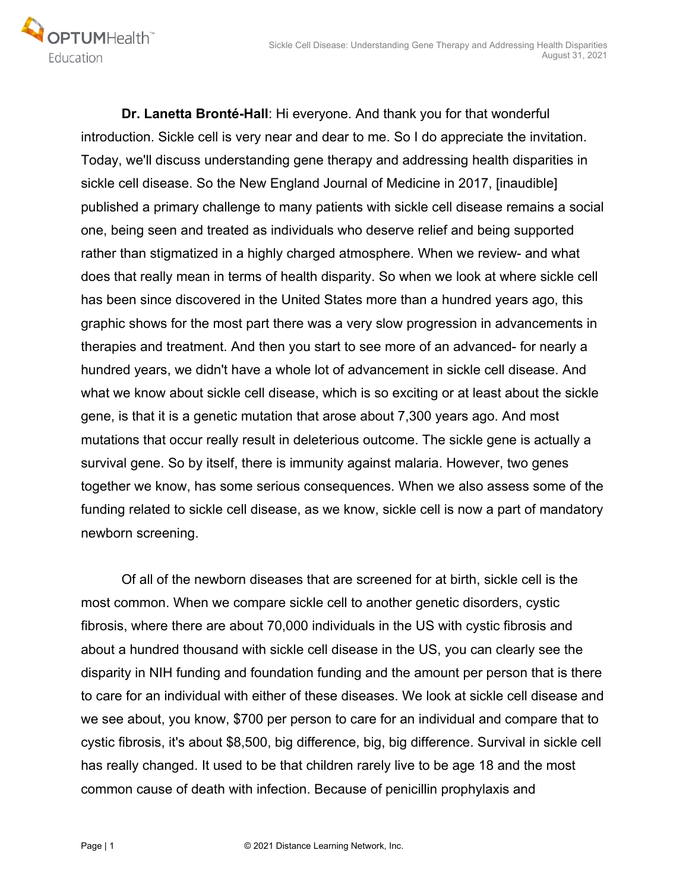**Dr. Lanetta Bronté-Hall**: Hi everyone. And thank you for that wonderful introduction. Sickle cell is very near and dear to me. So I do appreciate the invitation. Today, we'll discuss understanding gene therapy and addressing health disparities in sickle cell disease. So the New England Journal of Medicine in 2017, [inaudible] published a primary challenge to many patients with sickle cell disease remains a social one, being seen and treated as individuals who deserve relief and being supported rather than stigmatized in a highly charged atmosphere. When we review- and what does that really mean in terms of health disparity. So when we look at where sickle cell has been since discovered in the United States more than a hundred years ago, this graphic shows for the most part there was a very slow progression in advancements in therapies and treatment. And then you start to see more of an advanced- for nearly a hundred years, we didn't have a whole lot of advancement in sickle cell disease. And what we know about sickle cell disease, which is so exciting or at least about the sickle gene, is that it is a genetic mutation that arose about 7,300 years ago. And most mutations that occur really result in deleterious outcome. The sickle gene is actually a survival gene. So by itself, there is immunity against malaria. However, two genes together we know, has some serious consequences. When we also assess some of the funding related to sickle cell disease, as we know, sickle cell is now a part of mandatory newborn screening.

Of all of the newborn diseases that are screened for at birth, sickle cell is the most common. When we compare sickle cell to another genetic disorders, cystic fibrosis, where there are about 70,000 individuals in the US with cystic fibrosis and about a hundred thousand with sickle cell disease in the US, you can clearly see the disparity in NIH funding and foundation funding and the amount per person that is there to care for an individual with either of these diseases. We look at sickle cell disease and we see about, you know, $700 per person to care for an individual and compare that to cystic fibrosis, it's about $8,500, big difference, big, big difference. Survival in sickle cell has really changed. It used to be that children rarely live to be age 18 and the most common cause of death with infection. Because of penicillin prophylaxis and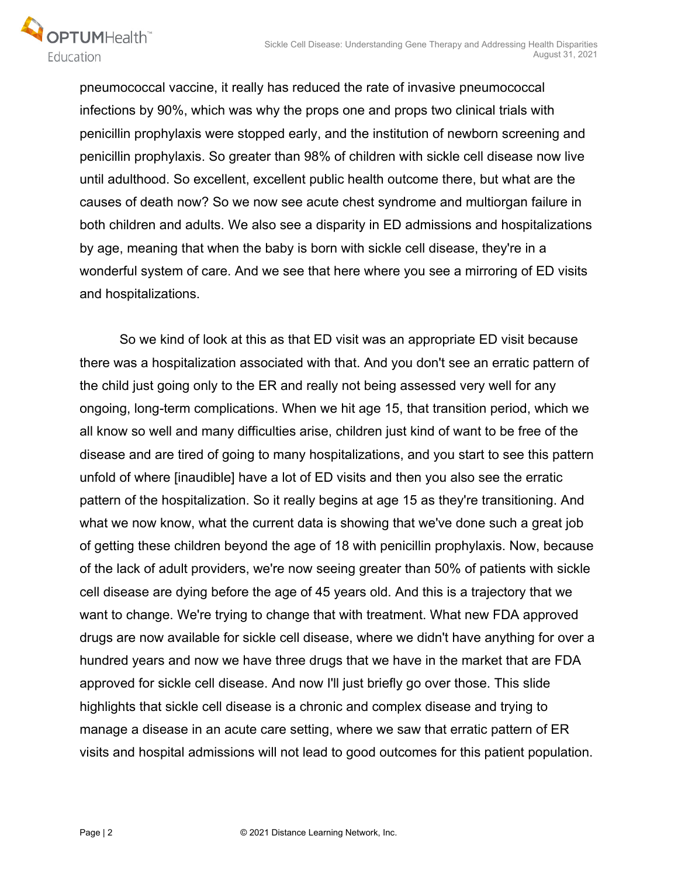pneumococcal vaccine, it really has reduced the rate of invasive pneumococcal infections by 90%, which was why the props one and props two clinical trials with penicillin prophylaxis were stopped early, and the institution of newborn screening and penicillin prophylaxis. So greater than 98% of children with sickle cell disease now live until adulthood. So excellent, excellent public health outcome there, but what are the causes of death now? So we now see acute chest syndrome and multiorgan failure in both children and adults. We also see a disparity in ED admissions and hospitalizations by age, meaning that when the baby is born with sickle cell disease, they're in a wonderful system of care. And we see that here where you see a mirroring of ED visits and hospitalizations.

So we kind of look at this as that ED visit was an appropriate ED visit because there was a hospitalization associated with that. And you don't see an erratic pattern of the child just going only to the ER and really not being assessed very well for any ongoing, long-term complications. When we hit age 15, that transition period, which we all know so well and many difficulties arise, children just kind of want to be free of the disease and are tired of going to many hospitalizations, and you start to see this pattern unfold of where [inaudible] have a lot of ED visits and then you also see the erratic pattern of the hospitalization. So it really begins at age 15 as they're transitioning. And what we now know, what the current data is showing that we've done such a great job of getting these children beyond the age of 18 with penicillin prophylaxis. Now, because of the lack of adult providers, we're now seeing greater than 50% of patients with sickle cell disease are dying before the age of 45 years old. And this is a trajectory that we want to change. We're trying to change that with treatment. What new FDA approved drugs are now available for sickle cell disease, where we didn't have anything for over a hundred years and now we have three drugs that we have in the market that are FDA approved for sickle cell disease. And now I'll just briefly go over those. This slide highlights that sickle cell disease is a chronic and complex disease and trying to manage a disease in an acute care setting, where we saw that erratic pattern of ER visits and hospital admissions will not lead to good outcomes for this patient population.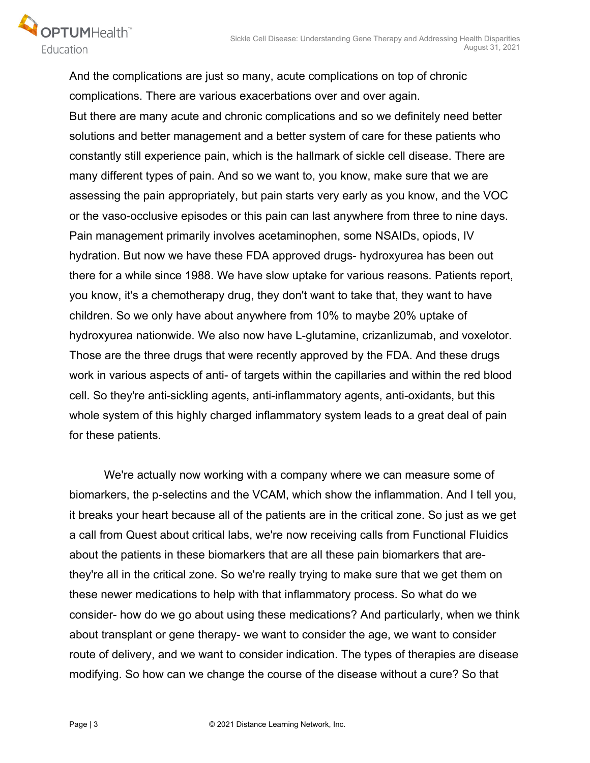And the complications are just so many, acute complications on top of chronic complications. There are various exacerbations over and over again.
But there are many acute and chronic complications and so we definitely need better solutions and better management and a better system of care for these patients who constantly still experience pain, which is the hallmark of sickle cell disease. There are many different types of pain. And so we want to, you know, make sure that we are assessing the pain appropriately, but pain starts very early as you know, and the VOC or the vaso-occlusive episodes or this pain can last anywhere from three to nine days. Pain management primarily involves acetaminophen, some NSAIDs, opiods, IV hydration. But now we have these FDA approved drugs- hydroxyurea has been out there for a while since 1988. We have slow uptake for various reasons. Patients report, you know, it's a chemotherapy drug, they don't want to take that, they want to have children. So we only have about anywhere from 10% to maybe 20% uptake of hydroxyurea nationwide. We also now have L-glutamine, crizanlizumab, and voxelotor. Those are the three drugs that were recently approved by the FDA. And these drugs work in various aspects of anti- of targets within the capillaries and within the red blood cell. So they're anti-sickling agents, anti-inflammatory agents, anti-oxidants, but this whole system of this highly charged inflammatory system leads to a great deal of pain for these patients.

We're actually now working with a company where we can measure some of biomarkers, the p-selectins and the VCAM, which show the inflammation. And I tell you, it breaks your heart because all of the patients are in the critical zone. So just as we get a call from Quest about critical labs, we're now receiving calls from Functional Fluidics about the patients in these biomarkers that are all these pain biomarkers that are- they're all in the critical zone. So we're really trying to make sure that we get them on these newer medications to help with that inflammatory process. So what do we consider- how do we go about using these medications? And particularly, when we think about transplant or gene therapy- we want to consider the age, we want to consider route of delivery, and we want to consider indication. The types of therapies are disease modifying. So how can we change the course of the disease without a cure? So that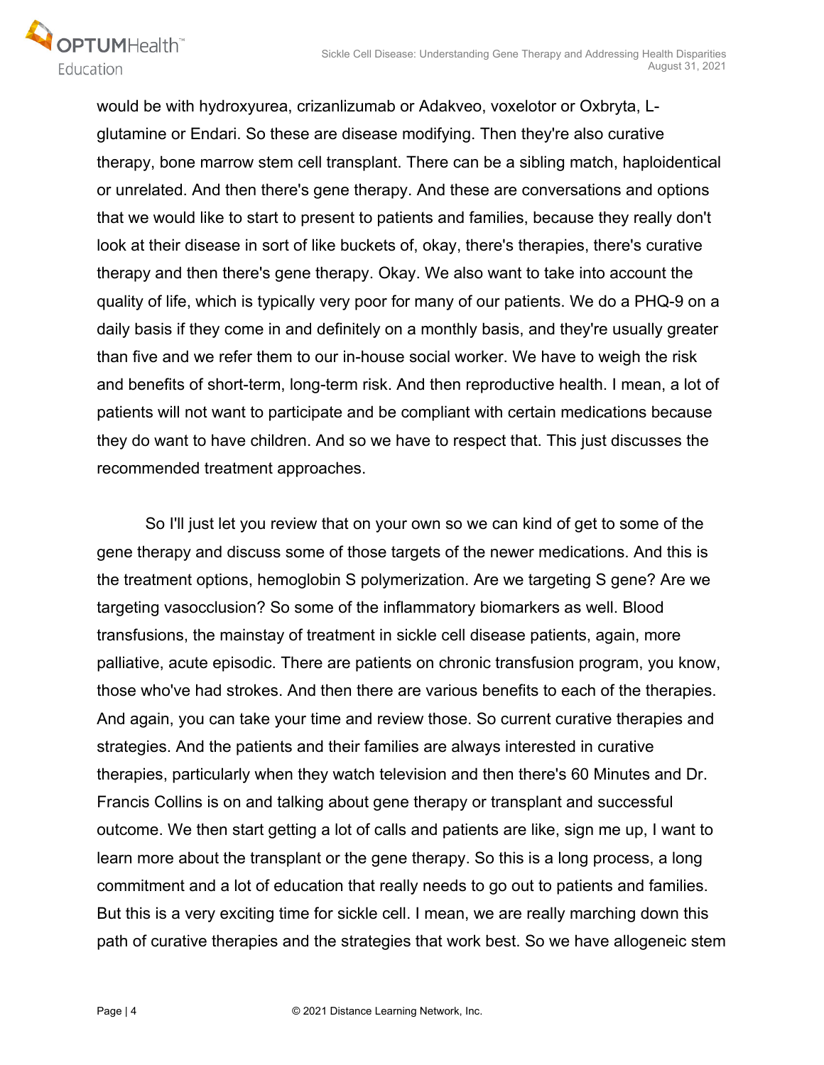would be with hydroxyurea, crizanlizumab or Adakveo, voxelotor or Oxbryta, L-glutamine or Endari. So these are disease modifying. Then they're also curative therapy, bone marrow stem cell transplant. There can be a sibling match, haploidentical or unrelated. And then there's gene therapy. And these are conversations and options that we would like to start to present to patients and families, because they really don't look at their disease in sort of like buckets of, okay, there's therapies, there's curative therapy and then there's gene therapy. Okay. We also want to take into account the quality of life, which is typically very poor for many of our patients. We do a PHQ-9 on a daily basis if they come in and definitely on a monthly basis, and they're usually greater than five and we refer them to our in-house social worker. We have to weigh the risk and benefits of short-term, long-term risk. And then reproductive health. I mean, a lot of patients will not want to participate and be compliant with certain medications because they do want to have children. And so we have to respect that. This just discusses the recommended treatment approaches.

So I'll just let you review that on your own so we can kind of get to some of the gene therapy and discuss some of those targets of the newer medications. And this is the treatment options, hemoglobin S polymerization. Are we targeting S gene? Are we targeting vasocclusion? So some of the inflammatory biomarkers as well. Blood transfusions, the mainstay of treatment in sickle cell disease patients, again, more palliative, acute episodic. There are patients on chronic transfusion program, you know, those who've had strokes. And then there are various benefits to each of the therapies. And again, you can take your time and review those. So current curative therapies and strategies. And the patients and their families are always interested in curative therapies, particularly when they watch television and then there's 60 Minutes and Dr. Francis Collins is on and talking about gene therapy or transplant and successful outcome. We then start getting a lot of calls and patients are like, sign me up, I want to learn more about the transplant or the gene therapy. So this is a long process, a long commitment and a lot of education that really needs to go out to patients and families. But this is a very exciting time for sickle cell. I mean, we are really marching down this path of curative therapies and the strategies that work best. So we have allogeneic stem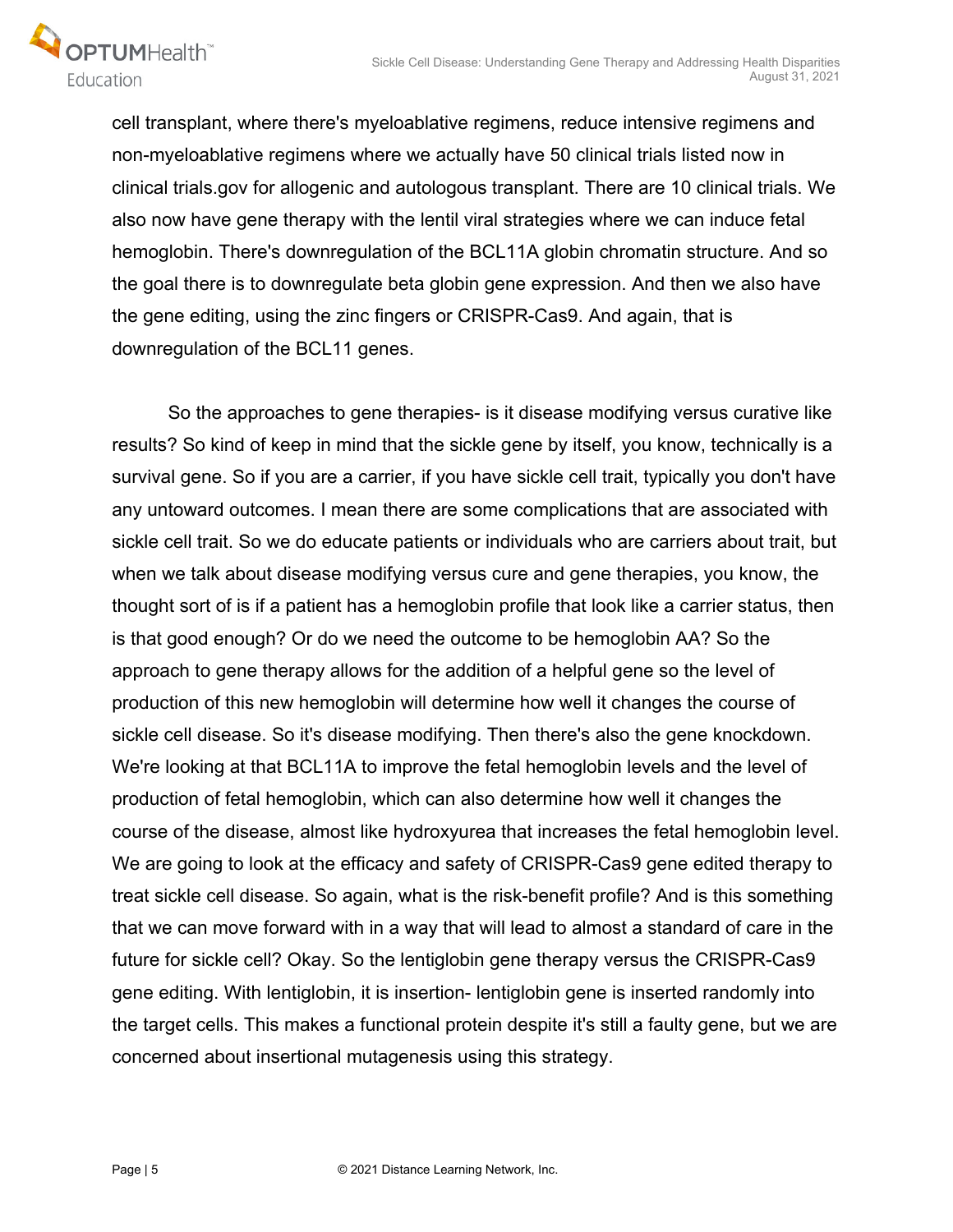cell transplant, where there's myeloablative regimens, reduce intensive regimens and non-myeloablative regimens where we actually have 50 clinical trials listed now in clinical trials.gov for allogenic and autologous transplant. There are 10 clinical trials. We also now have gene therapy with the lentil viral strategies where we can induce fetal hemoglobin. There's downregulation of the BCL11A globin chromatin structure. And so the goal there is to downregulate beta globin gene expression. And then we also have the gene editing, using the zinc fingers or CRISPR-Cas9. And again, that is downregulation of the BCL11 genes.

So the approaches to gene therapies- is it disease modifying versus curative like results? So kind of keep in mind that the sickle gene by itself, you know, technically is a survival gene. So if you are a carrier, if you have sickle cell trait, typically you don't have any untoward outcomes. I mean there are some complications that are associated with sickle cell trait. So we do educate patients or individuals who are carriers about trait, but when we talk about disease modifying versus cure and gene therapies, you know, the thought sort of is if a patient has a hemoglobin profile that look like a carrier status, then is that good enough? Or do we need the outcome to be hemoglobin AA? So the approach to gene therapy allows for the addition of a helpful gene so the level of production of this new hemoglobin will determine how well it changes the course of sickle cell disease. So it's disease modifying. Then there's also the gene knockdown. We're looking at that BCL11A to improve the fetal hemoglobin levels and the level of production of fetal hemoglobin, which can also determine how well it changes the course of the disease, almost like hydroxyurea that increases the fetal hemoglobin level. We are going to look at the efficacy and safety of CRISPR-Cas9 gene edited therapy to treat sickle cell disease. So again, what is the risk-benefit profile? And is this something that we can move forward with in a way that will lead to almost a standard of care in the future for sickle cell? Okay. So the lentiglobin gene therapy versus the CRISPR-Cas9 gene editing. With lentiglobin, it is insertion- lentiglobin gene is inserted randomly into the target cells. This makes a functional protein despite it's still a faulty gene, but we are concerned about insertional mutagenesis using this strategy.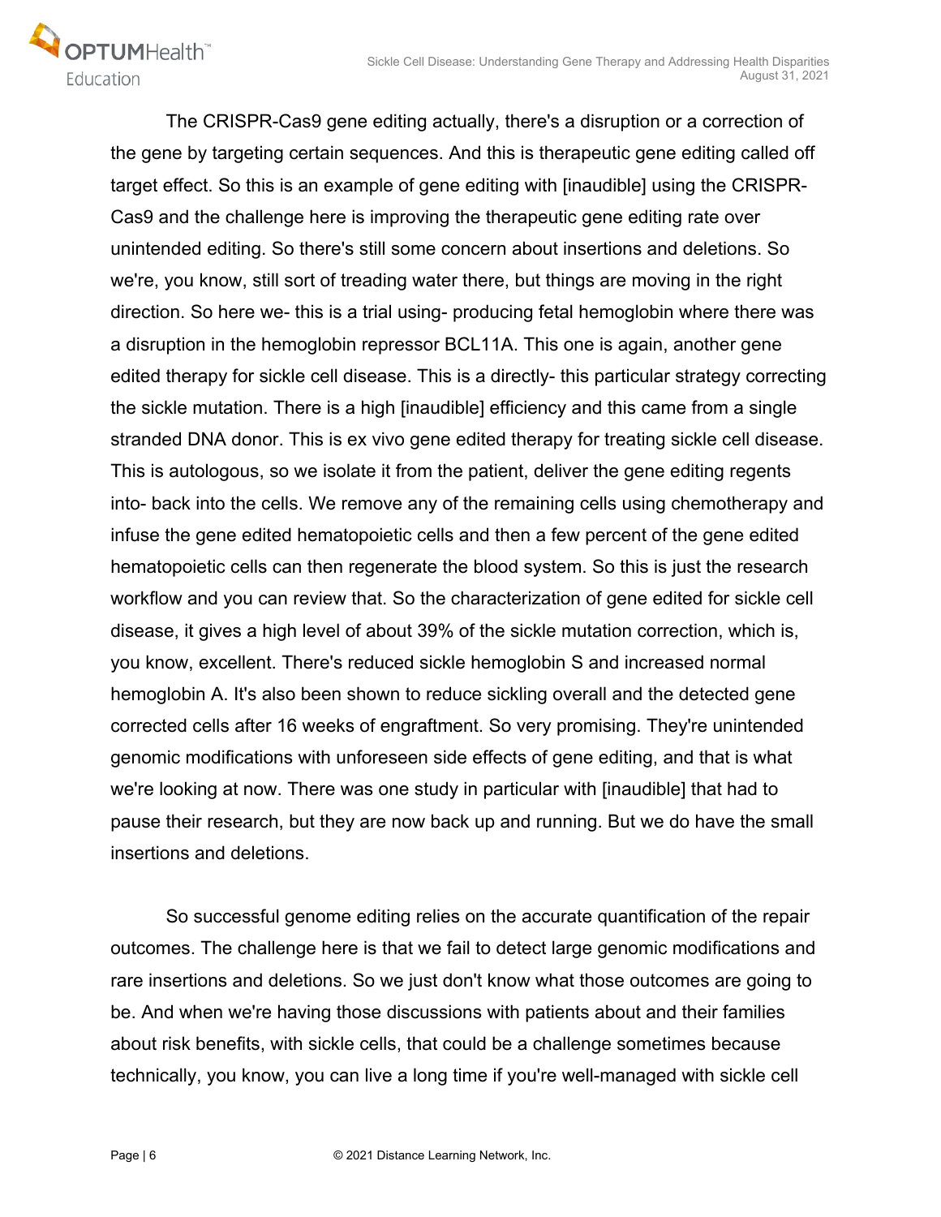The CRISPR-Cas9 gene editing actually, there's a disruption or a correction of the gene by targeting certain sequences. And this is therapeutic gene editing called off target effect. So this is an example of gene editing with [inaudible] using the CRISPR-Cas9 and the challenge here is improving the therapeutic gene editing rate over unintended editing. So there's still some concern about insertions and deletions. So we're, you know, still sort of treading water there, but things are moving in the right direction. So here we- this is a trial using- producing fetal hemoglobin where there was a disruption in the hemoglobin repressor BCL11A. This one is again, another gene edited therapy for sickle cell disease. This is a directly- this particular strategy correcting the sickle mutation. There is a high [inaudible] efficiency and this came from a single stranded DNA donor. This is ex vivo gene edited therapy for treating sickle cell disease. This is autologous, so we isolate it from the patient, deliver the gene editing regents into- back into the cells. We remove any of the remaining cells using chemotherapy and infuse the gene edited hematopoietic cells and then a few percent of the gene edited hematopoietic cells can then regenerate the blood system. So this is just the research workflow and you can review that. So the characterization of gene edited for sickle cell disease, it gives a high level of about 39% of the sickle mutation correction, which is, you know, excellent. There's reduced sickle hemoglobin S and increased normal hemoglobin A. It's also been shown to reduce sickling overall and the detected gene corrected cells after 16 weeks of engraftment. So very promising. They're unintended genomic modifications with unforeseen side effects of gene editing, and that is what we're looking at now. There was one study in particular with [inaudible] that had to pause their research, but they are now back up and running. But we do have the small insertions and deletions.

So successful genome editing relies on the accurate quantification of the repair outcomes. The challenge here is that we fail to detect large genomic modifications and rare insertions and deletions. So we just don't know what those outcomes are going to be. And when we're having those discussions with patients about and their families about risk benefits, with sickle cells, that could be a challenge sometimes because technically, you know, you can live a long time if you're well-managed with sickle cell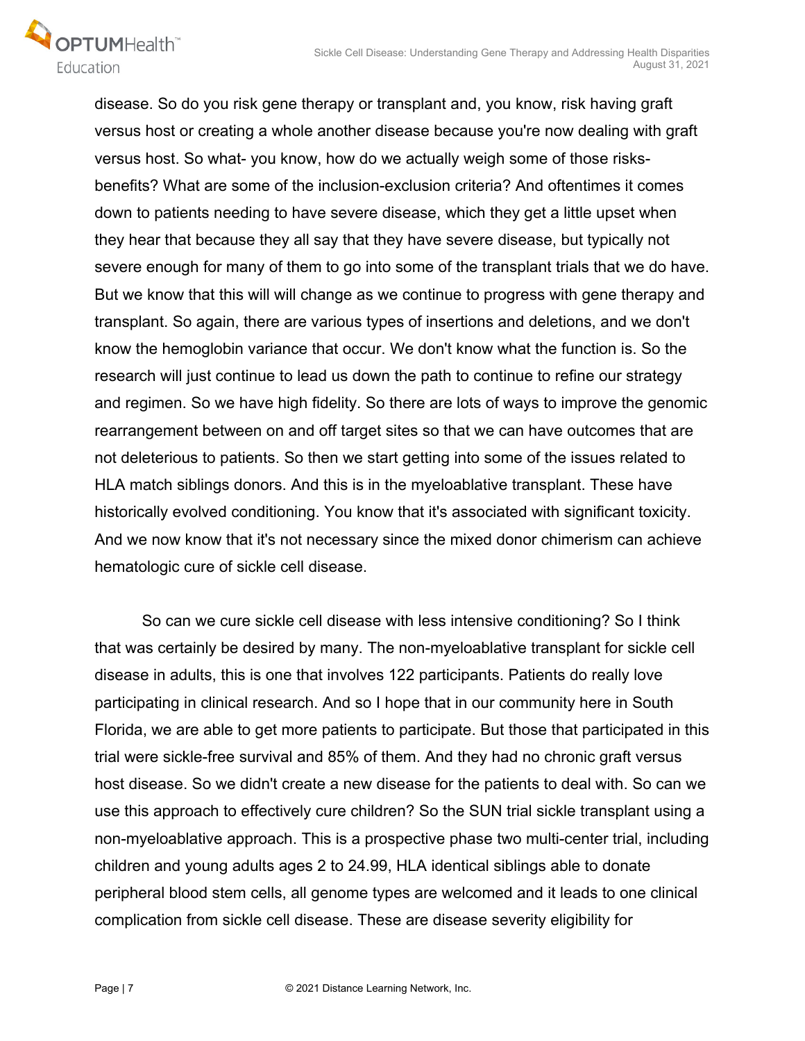disease. So do you risk gene therapy or transplant and, you know, risk having graft versus host or creating a whole another disease because you're now dealing with graft versus host. So what- you know, how do we actually weigh some of those risks-benefits? What are some of the inclusion-exclusion criteria? And oftentimes it comes down to patients needing to have severe disease, which they get a little upset when they hear that because they all say that they have severe disease, but typically not severe enough for many of them to go into some of the transplant trials that we do have. But we know that this will will change as we continue to progress with gene therapy and transplant. So again, there are various types of insertions and deletions, and we don't know the hemoglobin variance that occur. We don't know what the function is. So the research will just continue to lead us down the path to continue to refine our strategy and regimen. So we have high fidelity. So there are lots of ways to improve the genomic rearrangement between on and off target sites so that we can have outcomes that are not deleterious to patients. So then we start getting into some of the issues related to HLA match siblings donors. And this is in the myeloablative transplant. These have historically evolved conditioning. You know that it's associated with significant toxicity. And we now know that it's not necessary since the mixed donor chimerism can achieve hematologic cure of sickle cell disease.

So can we cure sickle cell disease with less intensive conditioning? So I think that was certainly be desired by many. The non-myeloablative transplant for sickle cell disease in adults, this is one that involves 122 participants. Patients do really love participating in clinical research. And so I hope that in our community here in South Florida, we are able to get more patients to participate. But those that participated in this trial were sickle-free survival and 85% of them. And they had no chronic graft versus host disease. So we didn't create a new disease for the patients to deal with. So can we use this approach to effectively cure children? So the SUN trial sickle transplant using a non-myeloablative approach. This is a prospective phase two multi-center trial, including children and young adults ages 2 to 24.99, HLA identical siblings able to donate peripheral blood stem cells, all genome types are welcomed and it leads to one clinical complication from sickle cell disease. These are disease severity eligibility for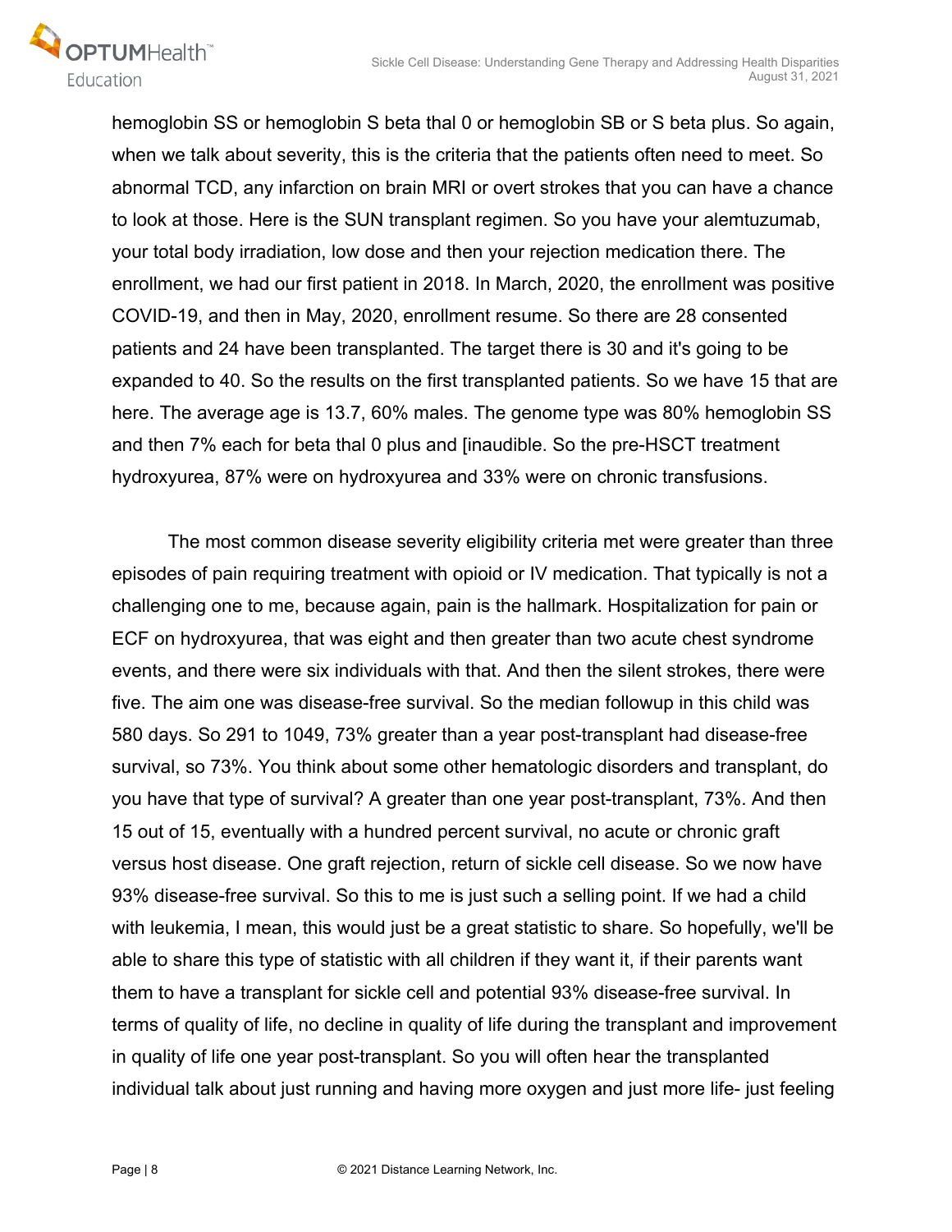hemoglobin SS or hemoglobin S beta thal 0 or hemoglobin SB or S beta plus. So again, when we talk about severity, this is the criteria that the patients often need to meet. So abnormal TCD, any infarction on brain MRI or overt strokes that you can have a chance to look at those. Here is the SUN transplant regimen. So you have your alemtuzumab, your total body irradiation, low dose and then your rejection medication there. The enrollment, we had our first patient in 2018. In March, 2020, the enrollment was positive COVID-19, and then in May, 2020, enrollment resume. So there are 28 consented patients and 24 have been transplanted. The target there is 30 and it's going to be expanded to 40. So the results on the first transplanted patients. So we have 15 that are here. The average age is 13.7, 60% males. The genome type was 80% hemoglobin SS and then 7% each for beta thal 0 plus and [inaudible. So the pre-HSCT treatment hydroxyurea, 87% were on hydroxyurea and 33% were on chronic transfusions.

The most common disease severity eligibility criteria met were greater than three episodes of pain requiring treatment with opioid or IV medication. That typically is not a challenging one to me, because again, pain is the hallmark. Hospitalization for pain or ECF on hydroxyurea, that was eight and then greater than two acute chest syndrome events, and there were six individuals with that. And then the silent strokes, there were five. The aim one was disease-free survival. So the median followup in this child was 580 days. So 291 to 1049, 73% greater than a year post-transplant had disease-free survival, so 73%. You think about some other hematologic disorders and transplant, do you have that type of survival? A greater than one year post-transplant, 73%. And then 15 out of 15, eventually with a hundred percent survival, no acute or chronic graft versus host disease. One graft rejection, return of sickle cell disease. So we now have 93% disease-free survival. So this to me is just such a selling point. If we had a child with leukemia, I mean, this would just be a great statistic to share. So hopefully, we'll be able to share this type of statistic with all children if they want it, if their parents want them to have a transplant for sickle cell and potential 93% disease-free survival. In terms of quality of life, no decline in quality of life during the transplant and improvement in quality of life one year post-transplant. So you will often hear the transplanted individual talk about just running and having more oxygen and just more life- just feeling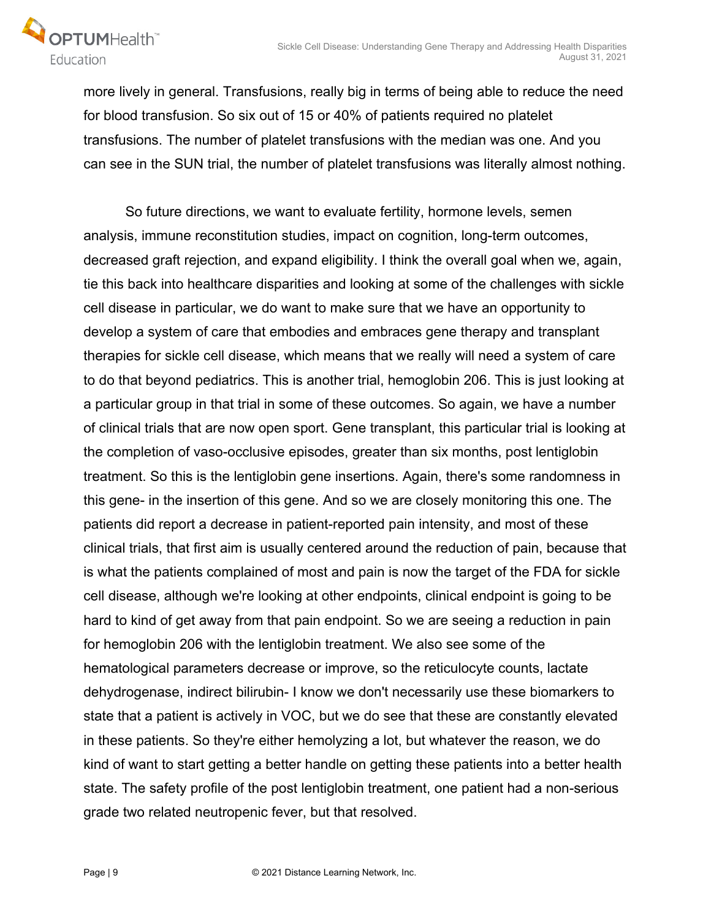more lively in general. Transfusions, really big in terms of being able to reduce the need for blood transfusion. So six out of 15 or 40% of patients required no platelet transfusions. The number of platelet transfusions with the median was one. And you can see in the SUN trial, the number of platelet transfusions was literally almost nothing.

So future directions, we want to evaluate fertility, hormone levels, semen analysis, immune reconstitution studies, impact on cognition, long-term outcomes, decreased graft rejection, and expand eligibility. I think the overall goal when we, again, tie this back into healthcare disparities and looking at some of the challenges with sickle cell disease in particular, we do want to make sure that we have an opportunity to develop a system of care that embodies and embraces gene therapy and transplant therapies for sickle cell disease, which means that we really will need a system of care to do that beyond pediatrics. This is another trial, hemoglobin 206. This is just looking at a particular group in that trial in some of these outcomes. So again, we have a number of clinical trials that are now open sport. Gene transplant, this particular trial is looking at the completion of vaso-occlusive episodes, greater than six months, post lentiglobin treatment. So this is the lentiglobin gene insertions. Again, there's some randomness in this gene- in the insertion of this gene. And so we are closely monitoring this one. The patients did report a decrease in patient-reported pain intensity, and most of these clinical trials, that first aim is usually centered around the reduction of pain, because that is what the patients complained of most and pain is now the target of the FDA for sickle cell disease, although we're looking at other endpoints, clinical endpoint is going to be hard to kind of get away from that pain endpoint. So we are seeing a reduction in pain for hemoglobin 206 with the lentiglobin treatment. We also see some of the hematological parameters decrease or improve, so the reticulocyte counts, lactate dehydrogenase, indirect bilirubin- I know we don't necessarily use these biomarkers to state that a patient is actively in VOC, but we do see that these are constantly elevated in these patients. So they're either hemolyzing a lot, but whatever the reason, we do kind of want to start getting a better handle on getting these patients into a better health state. The safety profile of the post lentiglobin treatment, one patient had a non-serious grade two related neutropenic fever, but that resolved.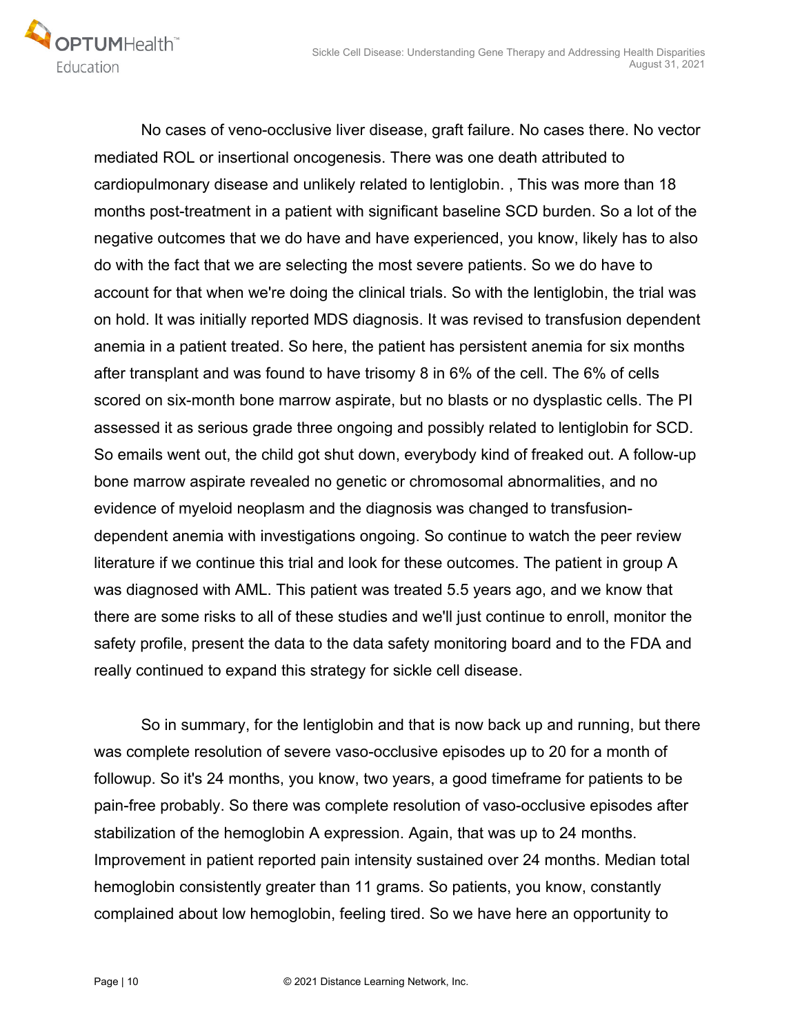No cases of veno-occlusive liver disease, graft failure. No cases there. No vector mediated ROL or insertional oncogenesis. There was one death attributed to cardiopulmonary disease and unlikely related to lentiglobin. , This was more than 18 months post-treatment in a patient with significant baseline SCD burden. So a lot of the negative outcomes that we do have and have experienced, you know, likely has to also do with the fact that we are selecting the most severe patients. So we do have to account for that when we're doing the clinical trials. So with the lentiglobin, the trial was on hold. It was initially reported MDS diagnosis. It was revised to transfusion dependent anemia in a patient treated. So here, the patient has persistent anemia for six months after transplant and was found to have trisomy 8 in 6% of the cell. The 6% of cells scored on six-month bone marrow aspirate, but no blasts or no dysplastic cells. The PI assessed it as serious grade three ongoing and possibly related to lentiglobin for SCD. So emails went out, the child got shut down, everybody kind of freaked out. A follow-up bone marrow aspirate revealed no genetic or chromosomal abnormalities, and no evidence of myeloid neoplasm and the diagnosis was changed to transfusion-dependent anemia with investigations ongoing. So continue to watch the peer review literature if we continue this trial and look for these outcomes. The patient in group A was diagnosed with AML. This patient was treated 5.5 years ago, and we know that there are some risks to all of these studies and we'll just continue to enroll, monitor the safety profile, present the data to the data safety monitoring board and to the FDA and really continued to expand this strategy for sickle cell disease.

So in summary, for the lentiglobin and that is now back up and running, but there was complete resolution of severe vaso-occlusive episodes up to 20 for a month of followup. So it's 24 months, you know, two years, a good timeframe for patients to be pain-free probably. So there was complete resolution of vaso-occlusive episodes after stabilization of the hemoglobin A expression. Again, that was up to 24 months. Improvement in patient reported pain intensity sustained over 24 months. Median total hemoglobin consistently greater than 11 grams. So patients, you know, constantly complained about low hemoglobin, feeling tired. So we have here an opportunity to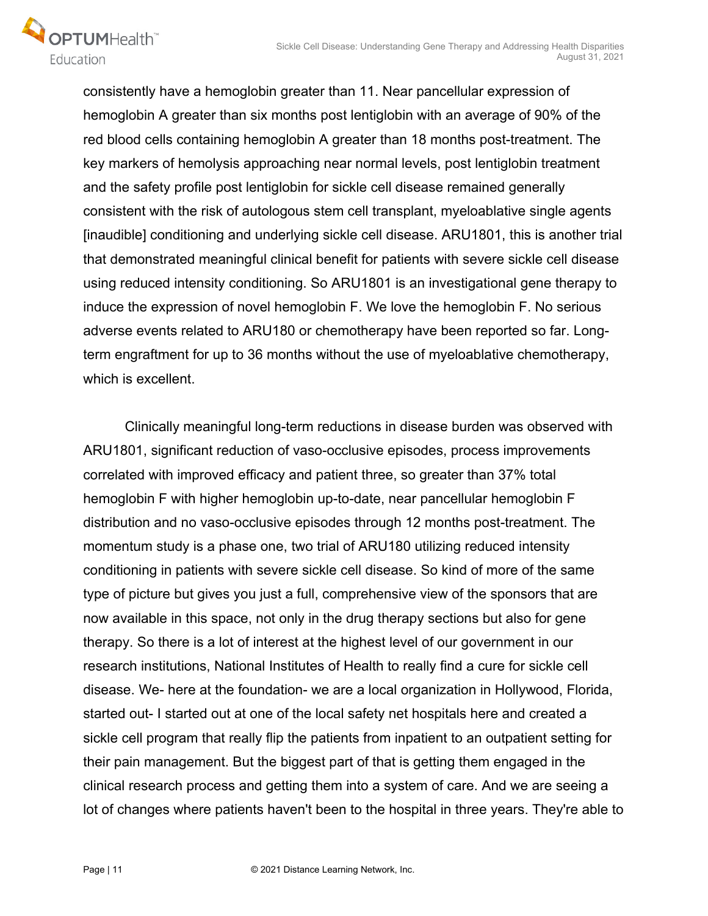consistently have a hemoglobin greater than 11. Near pancellular expression of hemoglobin A greater than six months post lentiglobin with an average of 90% of the red blood cells containing hemoglobin A greater than 18 months post-treatment. The key markers of hemolysis approaching near normal levels, post lentiglobin treatment and the safety profile post lentiglobin for sickle cell disease remained generally consistent with the risk of autologous stem cell transplant, myeloablative single agents [inaudible] conditioning and underlying sickle cell disease. ARU1801, this is another trial that demonstrated meaningful clinical benefit for patients with severe sickle cell disease using reduced intensity conditioning. So ARU1801 is an investigational gene therapy to induce the expression of novel hemoglobin F. We love the hemoglobin F. No serious adverse events related to ARU180 or chemotherapy have been reported so far. Long-term engraftment for up to 36 months without the use of myeloablative chemotherapy, which is excellent.

Clinically meaningful long-term reductions in disease burden was observed with ARU1801, significant reduction of vaso-occlusive episodes, process improvements correlated with improved efficacy and patient three, so greater than 37% total hemoglobin F with higher hemoglobin up-to-date, near pancellular hemoglobin F distribution and no vaso-occlusive episodes through 12 months post-treatment. The momentum study is a phase one, two trial of ARU180 utilizing reduced intensity conditioning in patients with severe sickle cell disease. So kind of more of the same type of picture but gives you just a full, comprehensive view of the sponsors that are now available in this space, not only in the drug therapy sections but also for gene therapy. So there is a lot of interest at the highest level of our government in our research institutions, National Institutes of Health to really find a cure for sickle cell disease. We- here at the foundation- we are a local organization in Hollywood, Florida, started out- I started out at one of the local safety net hospitals here and created a sickle cell program that really flip the patients from inpatient to an outpatient setting for their pain management. But the biggest part of that is getting them engaged in the clinical research process and getting them into a system of care. And we are seeing a lot of changes where patients haven't been to the hospital in three years. They're able to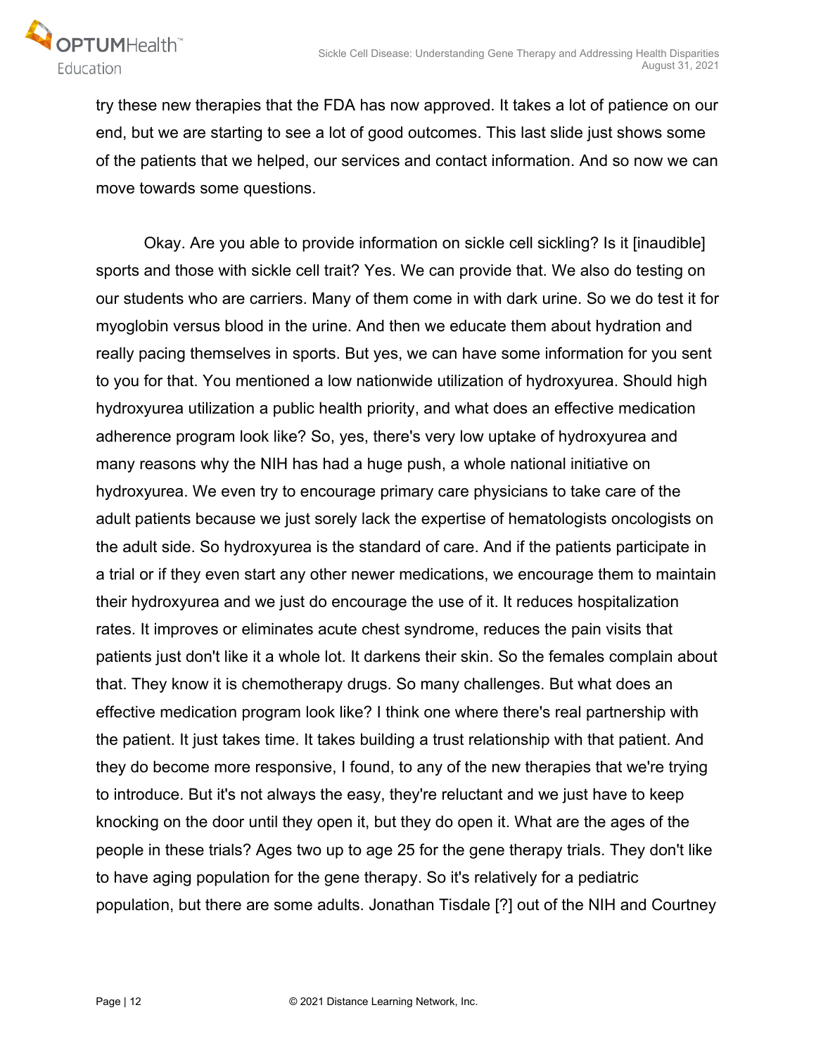try these new therapies that the FDA has now approved. It takes a lot of patience on our end, but we are starting to see a lot of good outcomes. This last slide just shows some of the patients that we helped, our services and contact information. And so now we can move towards some questions.

Okay. Are you able to provide information on sickle cell sickling? Is it [inaudible] sports and those with sickle cell trait? Yes. We can provide that. We also do testing on our students who are carriers. Many of them come in with dark urine. So we do test it for myoglobin versus blood in the urine. And then we educate them about hydration and really pacing themselves in sports. But yes, we can have some information for you sent to you for that. You mentioned a low nationwide utilization of hydroxyurea. Should high hydroxyurea utilization a public health priority, and what does an effective medication adherence program look like? So, yes, there's very low uptake of hydroxyurea and many reasons why the NIH has had a huge push, a whole national initiative on hydroxyurea. We even try to encourage primary care physicians to take care of the adult patients because we just sorely lack the expertise of hematologists oncologists on the adult side. So hydroxyurea is the standard of care. And if the patients participate in a trial or if they even start any other newer medications, we encourage them to maintain their hydroxyurea and we just do encourage the use of it. It reduces hospitalization rates. It improves or eliminates acute chest syndrome, reduces the pain visits that patients just don't like it a whole lot. It darkens their skin. So the females complain about that. They know it is chemotherapy drugs. So many challenges. But what does an effective medication program look like? I think one where there's real partnership with the patient. It just takes time. It takes building a trust relationship with that patient. And they do become more responsive, I found, to any of the new therapies that we're trying to introduce. But it's not always the easy, they're reluctant and we just have to keep knocking on the door until they open it, but they do open it. What are the ages of the people in these trials? Ages two up to age 25 for the gene therapy trials. They don't like to have aging population for the gene therapy. So it's relatively for a pediatric population, but there are some adults. Jonathan Tisdale [?] out of the NIH and Courtney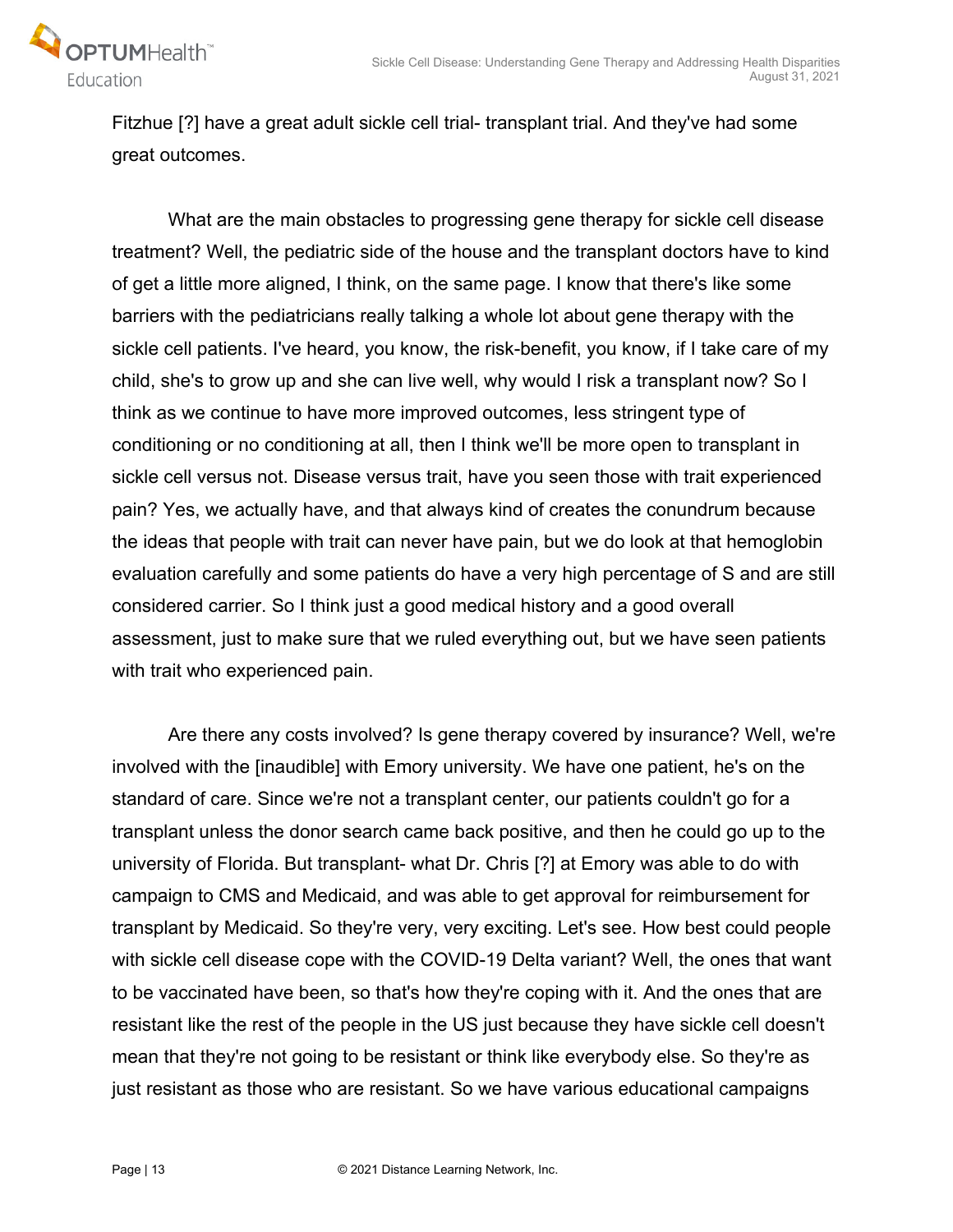Fitzhue [?] have a great adult sickle cell trial- transplant trial. And they've had some great outcomes.

What are the main obstacles to progressing gene therapy for sickle cell disease treatment? Well, the pediatric side of the house and the transplant doctors have to kind of get a little more aligned, I think, on the same page. I know that there's like some barriers with the pediatricians really talking a whole lot about gene therapy with the sickle cell patients. I've heard, you know, the risk-benefit, you know, if I take care of my child, she's to grow up and she can live well, why would I risk a transplant now? So I think as we continue to have more improved outcomes, less stringent type of conditioning or no conditioning at all, then I think we'll be more open to transplant in sickle cell versus not. Disease versus trait, have you seen those with trait experienced pain? Yes, we actually have, and that always kind of creates the conundrum because the ideas that people with trait can never have pain, but we do look at that hemoglobin evaluation carefully and some patients do have a very high percentage of S and are still considered carrier. So I think just a good medical history and a good overall assessment, just to make sure that we ruled everything out, but we have seen patients with trait who experienced pain.

Are there any costs involved? Is gene therapy covered by insurance? Well, we're involved with the [inaudible] with Emory university. We have one patient, he's on the standard of care. Since we're not a transplant center, our patients couldn't go for a transplant unless the donor search came back positive, and then he could go up to the university of Florida. But transplant- what Dr. Chris [?] at Emory was able to do with campaign to CMS and Medicaid, and was able to get approval for reimbursement for transplant by Medicaid. So they're very, very exciting. Let's see. How best could people with sickle cell disease cope with the COVID-19 Delta variant? Well, the ones that want to be vaccinated have been, so that's how they're coping with it. And the ones that are resistant like the rest of the people in the US just because they have sickle cell doesn't mean that they're not going to be resistant or think like everybody else. So they're as just resistant as those who are resistant. So we have various educational campaigns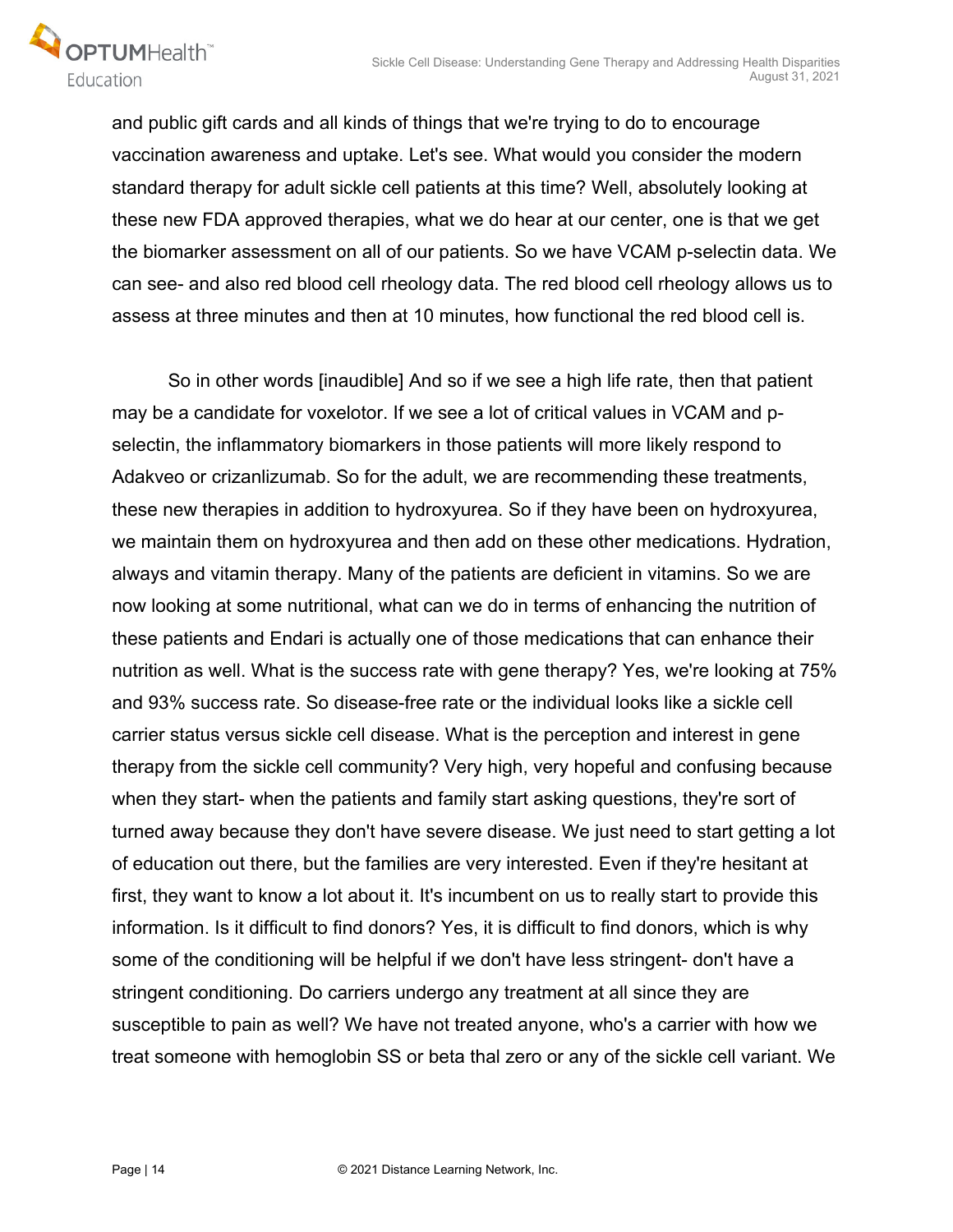and public gift cards and all kinds of things that we're trying to do to encourage vaccination awareness and uptake. Let's see. What would you consider the modern standard therapy for adult sickle cell patients at this time? Well, absolutely looking at these new FDA approved therapies, what we do hear at our center, one is that we get the biomarker assessment on all of our patients. So we have VCAM p-selectin data. We can see- and also red blood cell rheology data. The red blood cell rheology allows us to assess at three minutes and then at 10 minutes, how functional the red blood cell is.

So in other words [inaudible] And so if we see a high life rate, then that patient may be a candidate for voxelotor. If we see a lot of critical values in VCAM and p-selectin, the inflammatory biomarkers in those patients will more likely respond to Adakveo or crizanlizumab. So for the adult, we are recommending these treatments, these new therapies in addition to hydroxyurea. So if they have been on hydroxyurea, we maintain them on hydroxyurea and then add on these other medications. Hydration, always and vitamin therapy. Many of the patients are deficient in vitamins. So we are now looking at some nutritional, what can we do in terms of enhancing the nutrition of these patients and Endari is actually one of those medications that can enhance their nutrition as well. What is the success rate with gene therapy? Yes, we're looking at 75% and 93% success rate. So disease-free rate or the individual looks like a sickle cell carrier status versus sickle cell disease. What is the perception and interest in gene therapy from the sickle cell community? Very high, very hopeful and confusing because when they start- when the patients and family start asking questions, they're sort of turned away because they don't have severe disease. We just need to start getting a lot of education out there, but the families are very interested. Even if they're hesitant at first, they want to know a lot about it. It's incumbent on us to really start to provide this information. Is it difficult to find donors? Yes, it is difficult to find donors, which is why some of the conditioning will be helpful if we don't have less stringent- don't have a stringent conditioning. Do carriers undergo any treatment at all since they are susceptible to pain as well? We have not treated anyone, who's a carrier with how we treat someone with hemoglobin SS or beta thal zero or any of the sickle cell variant. We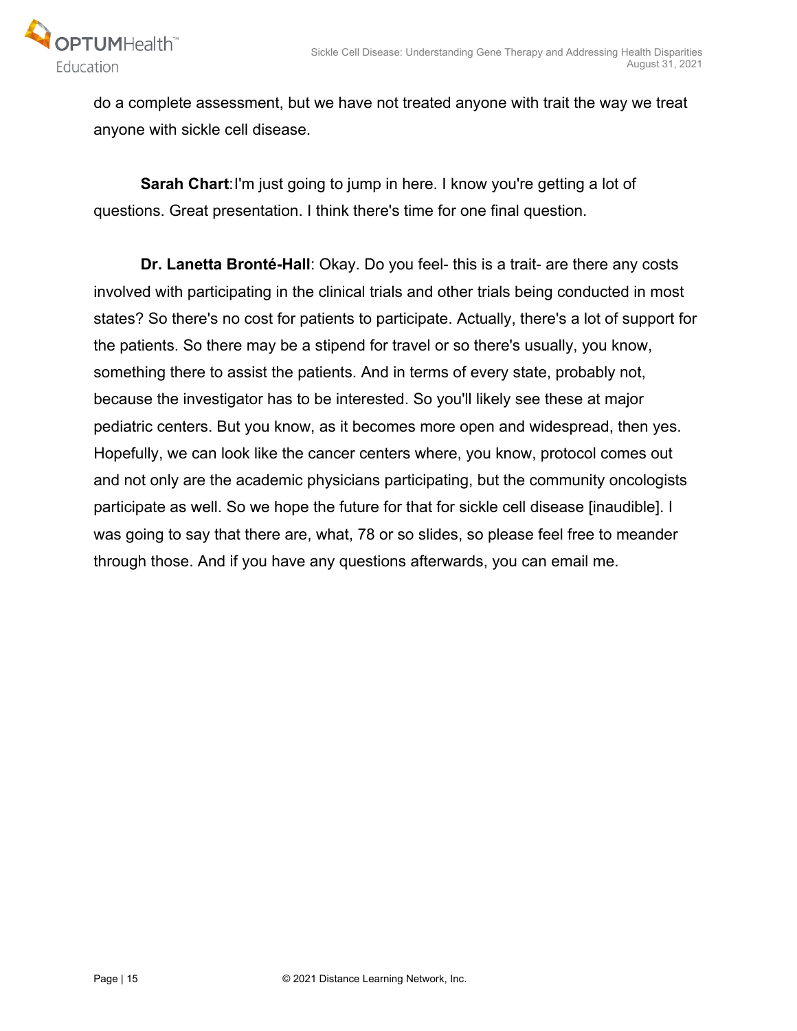do a complete assessment, but we have not treated anyone with trait the way we treat anyone with sickle cell disease.

**Sarah Chart**:I'm just going to jump in here. I know you're getting a lot of questions. Great presentation. I think there's time for one final question.

**Dr. Lanetta Bronté-Hall**: Okay. Do you feel- this is a trait- are there any costs involved with participating in the clinical trials and other trials being conducted in most states? So there's no cost for patients to participate. Actually, there's a lot of support for the patients. So there may be a stipend for travel or so there's usually, you know, something there to assist the patients. And in terms of every state, probably not, because the investigator has to be interested. So you'll likely see these at major pediatric centers. But you know, as it becomes more open and widespread, then yes. Hopefully, we can look like the cancer centers where, you know, protocol comes out and not only are the academic physicians participating, but the community oncologists participate as well. So we hope the future for that for sickle cell disease [inaudible]. I was going to say that there are, what, 78 or so slides, so please feel free to meander through those. And if you have any questions afterwards, you can email me.